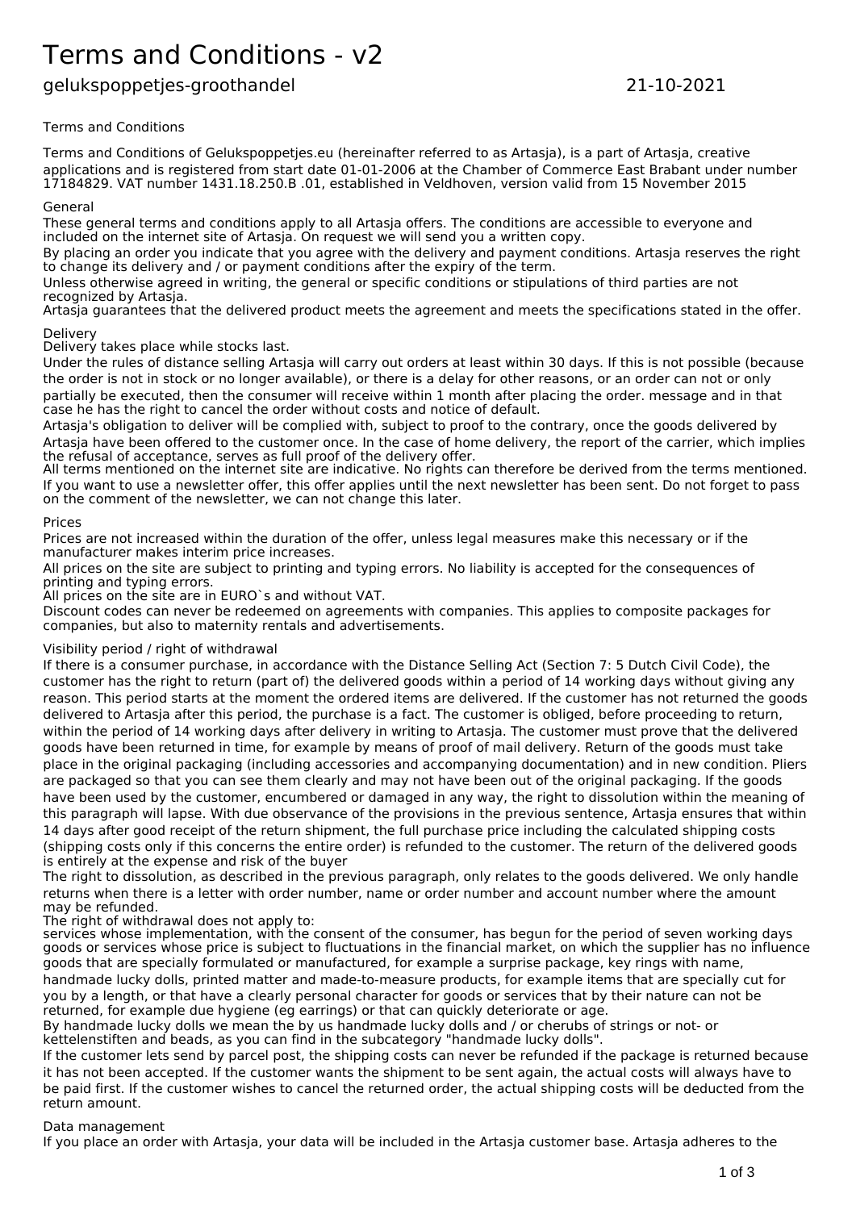# Terms and Conditions - v2

gelukspoppetjes-groothandel 21-10-2021

Terms and Conditions

Terms and Conditions of Gelukspoppetjes.eu (hereinafter referred to as Artasja), is a part of Artasja, creative applications and is registered from start date 01-01-2006 at the Chamber of Commerce East Brabant under number 17184829. VAT number 1431.18.250.B .01, established in Veldhoven, version valid from 15 November 2015

## General

These general terms and conditions apply to all Artasja offers. The conditions are accessible to everyone and included on the internet site of Artasja. On request we will send you a written copy.

By placing an order you indicate that you agree with the delivery and payment conditions. Artasja reserves the right to change its delivery and / or payment conditions after the expiry of the term.

Unless otherwise agreed in writing, the general or specific conditions or stipulations of third parties are not recognized by Artasja.

Artasja guarantees that the delivered product meets the agreement and meets the specifications stated in the offer.

## Delivery

Delivery takes place while stocks last.

Under the rules of distance selling Artasja will carry out orders at least within 30 days. If this is not possible (because the order is not in stock or no longer available), or there is a delay for other reasons, or an order can not or only partially be executed, then the consumer will receive within 1 month after placing the order. message and in that case he has the right to cancel the order without costs and notice of default.

Artasja's obligation to deliver will be complied with, subject to proof to the contrary, once the goods delivered by Artasja have been offered to the customer once. In the case of home delivery, the report of the carrier, which implies the refusal of acceptance, serves as full proof of the delivery offer.

All terms mentioned on the internet site are indicative. No rights can therefore be derived from the terms mentioned. If you want to use a newsletter offer, this offer applies until the next newsletter has been sent. Do not forget to pass on the comment of the newsletter, we can not change this later.

## Prices

Prices are not increased within the duration of the offer, unless legal measures make this necessary or if the manufacturer makes interim price increases.

All prices on the site are subject to printing and typing errors. No liability is accepted for the consequences of printing and typing errors.

All prices on the site are in EURO`s and without VAT.

Discount codes can never be redeemed on agreements with companies. This applies to composite packages for companies, but also to maternity rentals and advertisements.

## Visibility period / right of withdrawal

If there is a consumer purchase, in accordance with the Distance Selling Act (Section 7: 5 Dutch Civil Code), the customer has the right to return (part of) the delivered goods within a period of 14 working days without giving any reason. This period starts at the moment the ordered items are delivered. If the customer has not returned the goods delivered to Artasja after this period, the purchase is a fact. The customer is obliged, before proceeding to return, within the period of 14 working days after delivery in writing to Artasja. The customer must prove that the delivered goods have been returned in time, for example by means of proof of mail delivery. Return of the goods must take place in the original packaging (including accessories and accompanying documentation) and in new condition. Pliers are packaged so that you can see them clearly and may not have been out of the original packaging. If the goods have been used by the customer, encumbered or damaged in any way, the right to dissolution within the meaning of this paragraph will lapse. With due observance of the provisions in the previous sentence, Artasja ensures that within 14 days after good receipt of the return shipment, the full purchase price including the calculated shipping costs (shipping costs only if this concerns the entire order) is refunded to the customer. The return of the delivered goods is entirely at the expense and risk of the buyer

The right to dissolution, as described in the previous paragraph, only relates to the goods delivered. We only handle returns when there is a letter with order number, name or order number and account number where the amount may be refunded.

The right of withdrawal does not apply to:

services whose implementation, with the consent of the consumer, has begun for the period of seven working days

goods or services whose price is subject to fluctuations in the financial market, on which the supplier has no influence

goods that are specially formulated or manufactured, for example a surprise package, key rings with name, handmade lucky dolls, printed matter and made-to-measure products, for example items that are specially cut for you by a length, or that have a clearly personal character for goods or services that by their nature can not be returned, for example due hygiene (eg earrings) or that can quickly deteriorate or age.

By handmade lucky dolls we mean the by us handmade lucky dolls and / or cherubs of strings or not- or kettelenstiften and beads, as you can find in the subcategory "handmade lucky dolls".

If the customer lets send by parcel post, the shipping costs can never be refunded if the package is returned because it has not been accepted. If the customer wants the shipment to be sent again, the actual costs will always have to be paid first. If the customer wishes to cancel the returned order, the actual shipping costs will be deducted from the return amount.

## Data management

If you place an order with Artasja, your data will be included in the Artasja customer base. Artasja adheres to the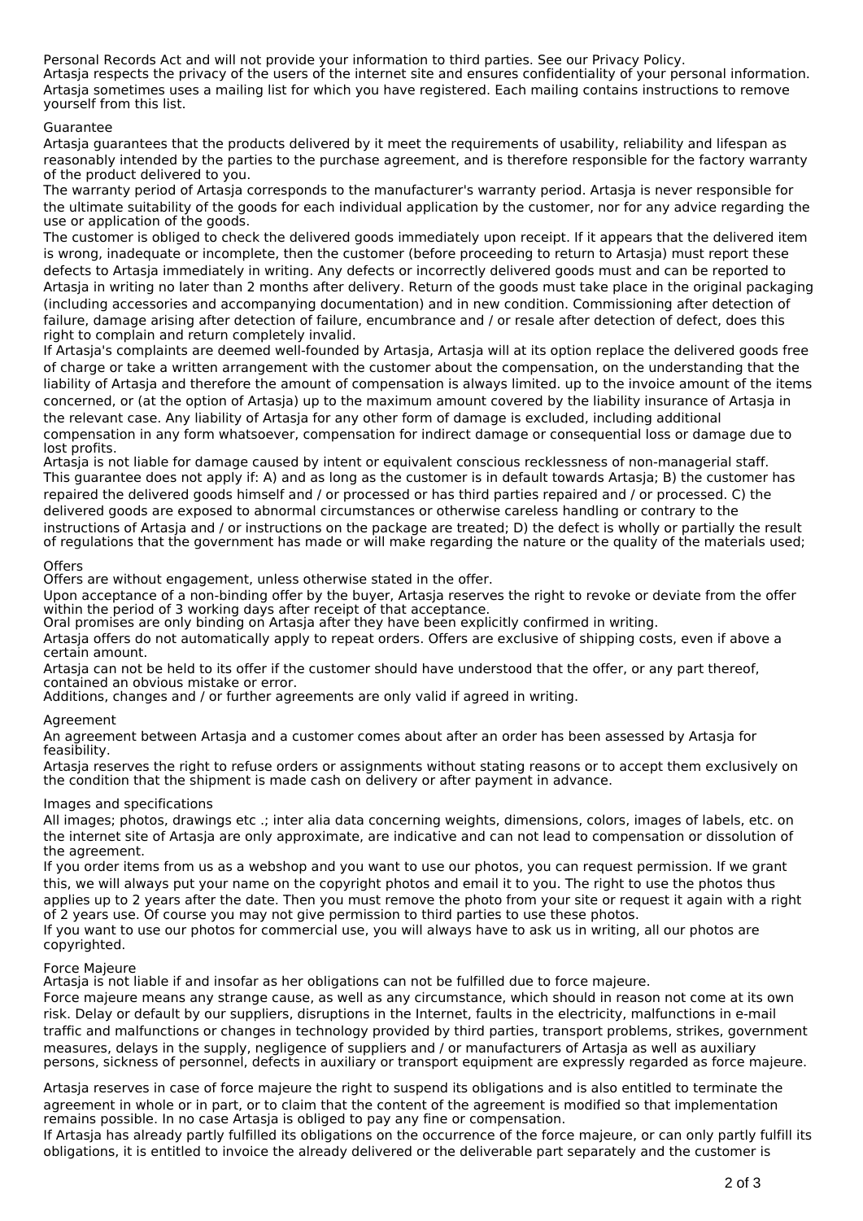Personal Records Act and will not provide your information to third parties. See our Privacy Policy.
Artasja respects the privacy of the users of the internet site and ensures confidentiality of your personal information. Artasja sometimes uses a mailing list for which you have registered. Each mailing contains instructions to remove yourself from this list.

## Guarantee

Artasja guarantees that the products delivered by it meet the requirements of usability, reliability and lifespan as reasonably intended by the parties to the purchase agreement, and is therefore responsible for the factory warranty of the product delivered to you.
The warranty period of Artasja corresponds to the manufacturer's warranty period. Artasja is never responsible for the ultimate suitability of the goods for each individual application by the customer, nor for any advice regarding the use or application of the goods.
The customer is obliged to check the delivered goods immediately upon receipt. If it appears that the delivered item is wrong, inadequate or incomplete, then the customer (before proceeding to return to Artasja) must report these defects to Artasja immediately in writing. Any defects or incorrectly delivered goods must and can be reported to Artasja in writing no later than 2 months after delivery. Return of the goods must take place in the original packaging (including accessories and accompanying documentation) and in new condition. Commissioning after detection of failure, damage arising after detection of failure, encumbrance and / or resale after detection of defect, does this right to complain and return completely invalid.
If Artasja's complaints are deemed well-founded by Artasja, Artasja will at its option replace the delivered goods free of charge or take a written arrangement with the customer about the compensation, on the understanding that the liability of Artasja and therefore the amount of compensation is always limited. up to the invoice amount of the items concerned, or (at the option of Artasja) up to the maximum amount covered by the liability insurance of Artasja in the relevant case. Any liability of Artasja for any other form of damage is excluded, including additional compensation in any form whatsoever, compensation for indirect damage or consequential loss or damage due to lost profits.
Artasja is not liable for damage caused by intent or equivalent conscious recklessness of non-managerial staff.
This guarantee does not apply if: A) and as long as the customer is in default towards Artasja; B) the customer has repaired the delivered goods himself and / or processed or has third parties repaired and / or processed. C) the delivered goods are exposed to abnormal circumstances or otherwise careless handling or contrary to the instructions of Artasja and / or instructions on the package are treated; D) the defect is wholly or partially the result of regulations that the government has made or will make regarding the nature or the quality of the materials used;

## Offers

Offers are without engagement, unless otherwise stated in the offer.
Upon acceptance of a non-binding offer by the buyer, Artasja reserves the right to revoke or deviate from the offer within the period of 3 working days after receipt of that acceptance.
Oral promises are only binding on Artasja after they have been explicitly confirmed in writing.
Artasja offers do not automatically apply to repeat orders. Offers are exclusive of shipping costs, even if above a certain amount.
Artasja can not be held to its offer if the customer should have understood that the offer, or any part thereof, contained an obvious mistake or error.
Additions, changes and / or further agreements are only valid if agreed in writing.

## Agreement

An agreement between Artasja and a customer comes about after an order has been assessed by Artasja for feasibility.
Artasja reserves the right to refuse orders or assignments without stating reasons or to accept them exclusively on the condition that the shipment is made cash on delivery or after payment in advance.

## Images and specifications

All images; photos, drawings etc .; inter alia data concerning weights, dimensions, colors, images of labels, etc. on the internet site of Artasja are only approximate, are indicative and can not lead to compensation or dissolution of the agreement.
If you order items from us as a webshop and you want to use our photos, you can request permission. If we grant this, we will always put your name on the copyright photos and email it to you. The right to use the photos thus applies up to 2 years after the date. Then you must remove the photo from your site or request it again with a right of 2 years use. Of course you may not give permission to third parties to use these photos.
If you want to use our photos for commercial use, you will always have to ask us in writing, all our photos are copyrighted.

## Force Majeure

Artasja is not liable if and insofar as her obligations can not be fulfilled due to force majeure.
Force majeure means any strange cause, as well as any circumstance, which should in reason not come at its own risk. Delay or default by our suppliers, disruptions in the Internet, faults in the electricity, malfunctions in e-mail traffic and malfunctions or changes in technology provided by third parties, transport problems, strikes, government measures, delays in the supply, negligence of suppliers and / or manufacturers of Artasja as well as auxiliary persons, sickness of personnel, defects in auxiliary or transport equipment are expressly regarded as force majeure.

Artasja reserves in case of force majeure the right to suspend its obligations and is also entitled to terminate the agreement in whole or in part, or to claim that the content of the agreement is modified so that implementation remains possible. In no case Artasja is obliged to pay any fine or compensation.
If Artasja has already partly fulfilled its obligations on the occurrence of the force majeure, or can only partly fulfill its obligations, it is entitled to invoice the already delivered or the deliverable part separately and the customer is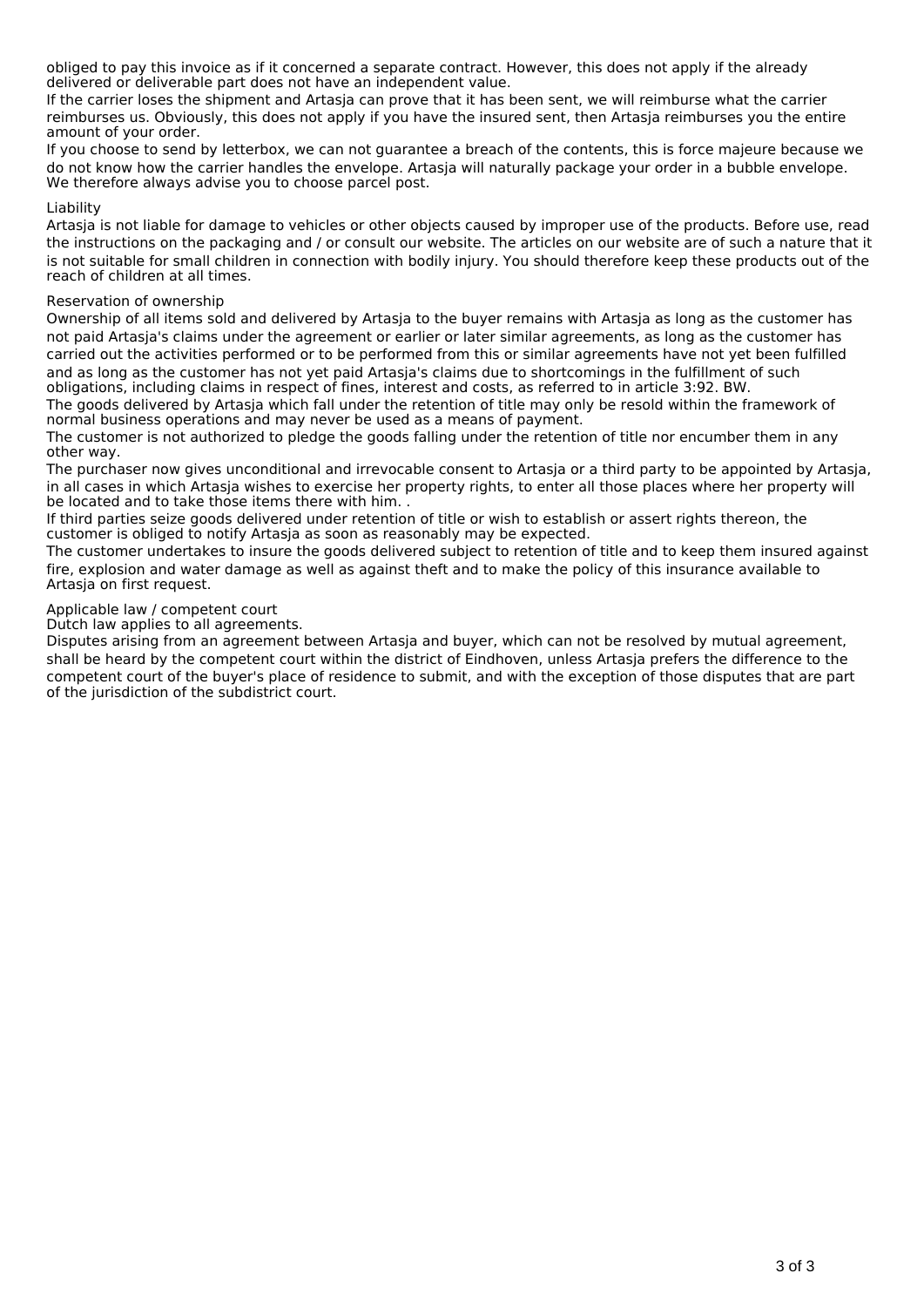obliged to pay this invoice as if it concerned a separate contract. However, this does not apply if the already delivered or deliverable part does not have an independent value.
If the carrier loses the shipment and Artasja can prove that it has been sent, we will reimburse what the carrier reimburses us. Obviously, this does not apply if you have the insured sent, then Artasja reimburses you the entire amount of your order.
If you choose to send by letterbox, we can not guarantee a breach of the contents, this is force majeure because we do not know how the carrier handles the envelope. Artasja will naturally package your order in a bubble envelope. We therefore always advise you to choose parcel post.

Liability
Artasja is not liable for damage to vehicles or other objects caused by improper use of the products. Before use, read the instructions on the packaging and / or consult our website. The articles on our website are of such a nature that it is not suitable for small children in connection with bodily injury. You should therefore keep these products out of the reach of children at all times.

Reservation of ownership
Ownership of all items sold and delivered by Artasja to the buyer remains with Artasja as long as the customer has not paid Artasja's claims under the agreement or earlier or later similar agreements, as long as the customer has carried out the activities performed or to be performed from this or similar agreements have not yet been fulfilled and as long as the customer has not yet paid Artasja's claims due to shortcomings in the fulfillment of such obligations, including claims in respect of fines, interest and costs, as referred to in article 3:92. BW.
The goods delivered by Artasja which fall under the retention of title may only be resold within the framework of normal business operations and may never be used as a means of payment.
The customer is not authorized to pledge the goods falling under the retention of title nor encumber them in any other way.
The purchaser now gives unconditional and irrevocable consent to Artasja or a third party to be appointed by Artasja, in all cases in which Artasja wishes to exercise her property rights, to enter all those places where her property will be located and to take those items there with him. .
If third parties seize goods delivered under retention of title or wish to establish or assert rights thereon, the customer is obliged to notify Artasja as soon as reasonably may be expected.
The customer undertakes to insure the goods delivered subject to retention of title and to keep them insured against fire, explosion and water damage as well as against theft and to make the policy of this insurance available to Artasja on first request.

Applicable law / competent court
Dutch law applies to all agreements.
Disputes arising from an agreement between Artasja and buyer, which can not be resolved by mutual agreement, shall be heard by the competent court within the district of Eindhoven, unless Artasja prefers the difference to the competent court of the buyer's place of residence to submit, and with the exception of those disputes that are part of the jurisdiction of the subdistrict court.